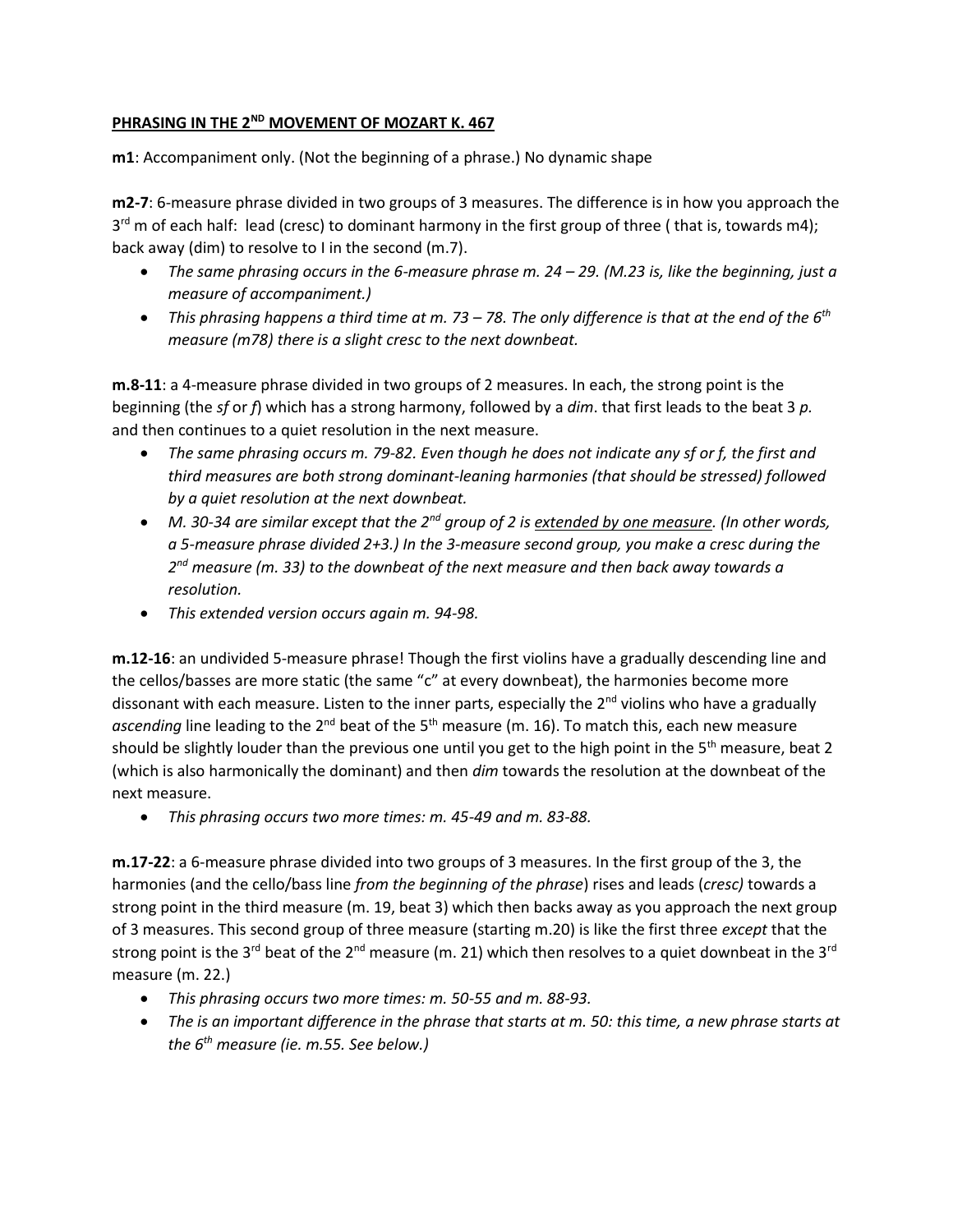**PHRASING IN THE 2ND MOVEMENT OF MOZART K. 467**

**m1**: Accompaniment only. (Not the beginning of a phrase.) No dynamic shape

**m2-7**: 6-measure phrase divided in two groups of 3 measures. The difference is in how you approach the 3rd m of each half: lead (cresc) to dominant harmony in the first group of three ( that is, towards m4); back away (dim) to resolve to I in the second (m.7).

- *The same phrasing occurs in the 6-measure phrase m. 24 – 29. (M.23 is, like the beginning, just a measure of accompaniment.)*
- *This phrasing happens a third time at m. 73 – 78. The only difference is that at the end of the 6th measure (m78) there is a slight cresc to the next downbeat.*

**m.8-11**: a 4-measure phrase divided in two groups of 2 measures. In each, the strong point is the beginning (the *sf* or *f*) which has a strong harmony, followed by a *dim*. that first leads to the beat 3 *p.* and then continues to a quiet resolution in the next measure.

- *The same phrasing occurs m. 79-82. Even though he does not indicate any sf or f, the first and third measures are both strong dominant-leaning harmonies (that should be stressed) followed by a quiet resolution at the next downbeat.*
- *M. 30-34 are similar except that the 2nd group of 2 is <u>extended by one measure</u>. (In other words, a 5-measure phrase divided 2+3.) In the 3-measure second group, you make a cresc during the 2nd measure (m. 33) to the downbeat of the next measure and then back away towards a resolution.*
- *This extended version occurs again m. 94-98.*

**m.12-16**: an undivided 5-measure phrase! Though the first violins have a gradually descending line and the cellos/basses are more static (the same "c" at every downbeat), the harmonies become more dissonant with each measure. Listen to the inner parts, especially the 2nd violins who have a gradually *ascending* line leading to the 2nd beat of the 5th measure (m. 16). To match this, each new measure should be slightly louder than the previous one until you get to the high point in the 5th measure, beat 2 (which is also harmonically the dominant) and then *dim* towards the resolution at the downbeat of the next measure.

- *This phrasing occurs two more times: m. 45-49 and m. 83-88.*

**m.17-22**: a 6-measure phrase divided into two groups of 3 measures. In the first group of the 3, the harmonies (and the cello/bass line *from the beginning of the phrase*) rises and leads (*cresc)* towards a strong point in the third measure (m. 19, beat 3) which then backs away as you approach the next group of 3 measures. This second group of three measure (starting m.20) is like the first three *except* that the strong point is the 3rd beat of the 2nd measure (m. 21) which then resolves to a quiet downbeat in the 3rd measure (m. 22.)

- *This phrasing occurs two more times: m. 50-55 and m. 88-93.*
- *The is an important difference in the phrase that starts at m. 50: this time, a new phrase starts at the 6th measure (ie. m.55. See below.)*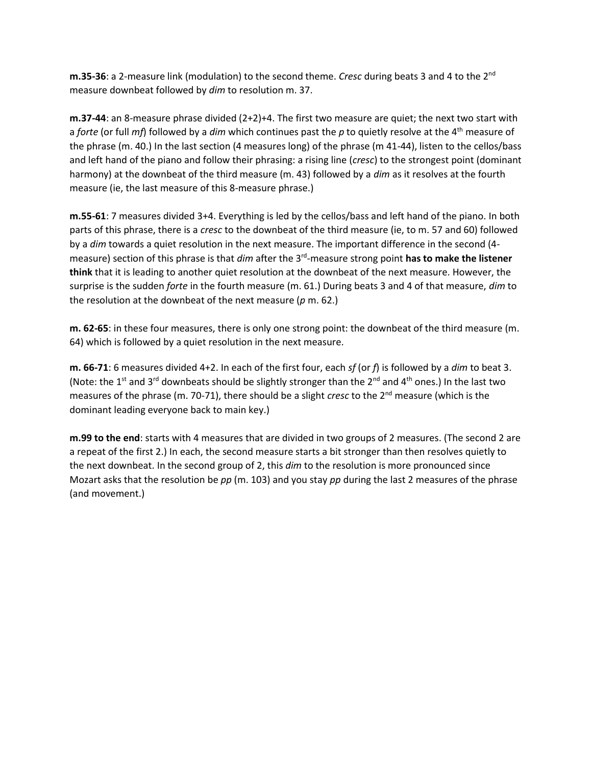**m.35-36**: a 2-measure link (modulation) to the second theme. *Cresc* during beats 3 and 4 to the 2nd measure downbeat followed by *dim* to resolution m. 37.

**m.37-44**: an 8-measure phrase divided (2+2)+4. The first two measure are quiet; the next two start with a *forte* (or full *mf*) followed by a *dim* which continues past the *p* to quietly resolve at the 4th measure of the phrase (m. 40.) In the last section (4 measures long) of the phrase (m 41-44), listen to the cellos/bass and left hand of the piano and follow their phrasing: a rising line (*cresc*) to the strongest point (dominant harmony) at the downbeat of the third measure (m. 43) followed by a *dim* as it resolves at the fourth measure (ie, the last measure of this 8-measure phrase.)

**m.55-61**: 7 measures divided 3+4. Everything is led by the cellos/bass and left hand of the piano. In both parts of this phrase, there is a *cresc* to the downbeat of the third measure (ie, to m. 57 and 60) followed by a *dim* towards a quiet resolution in the next measure. The important difference in the second (4-measure) section of this phrase is that *dim* after the 3rd-measure strong point **has to make the listener think** that it is leading to another quiet resolution at the downbeat of the next measure. However, the surprise is the sudden *forte* in the fourth measure (m. 61.) During beats 3 and 4 of that measure, *dim* to the resolution at the downbeat of the next measure (*p* m. 62.)

**m. 62-65**: in these four measures, there is only one strong point: the downbeat of the third measure (m. 64) which is followed by a quiet resolution in the next measure.

**m. 66-71**: 6 measures divided 4+2. In each of the first four, each *sf* (or *f*) is followed by a *dim* to beat 3. (Note: the 1st and 3rd downbeats should be slightly stronger than the 2nd and 4th ones.) In the last two measures of the phrase (m. 70-71), there should be a slight *cresc* to the 2nd measure (which is the dominant leading everyone back to main key.)

**m.99 to the end**: starts with 4 measures that are divided in two groups of 2 measures. (The second 2 are a repeat of the first 2.) In each, the second measure starts a bit stronger than then resolves quietly to the next downbeat. In the second group of 2, this *dim* to the resolution is more pronounced since Mozart asks that the resolution be *pp* (m. 103) and you stay *pp* during the last 2 measures of the phrase (and movement.)